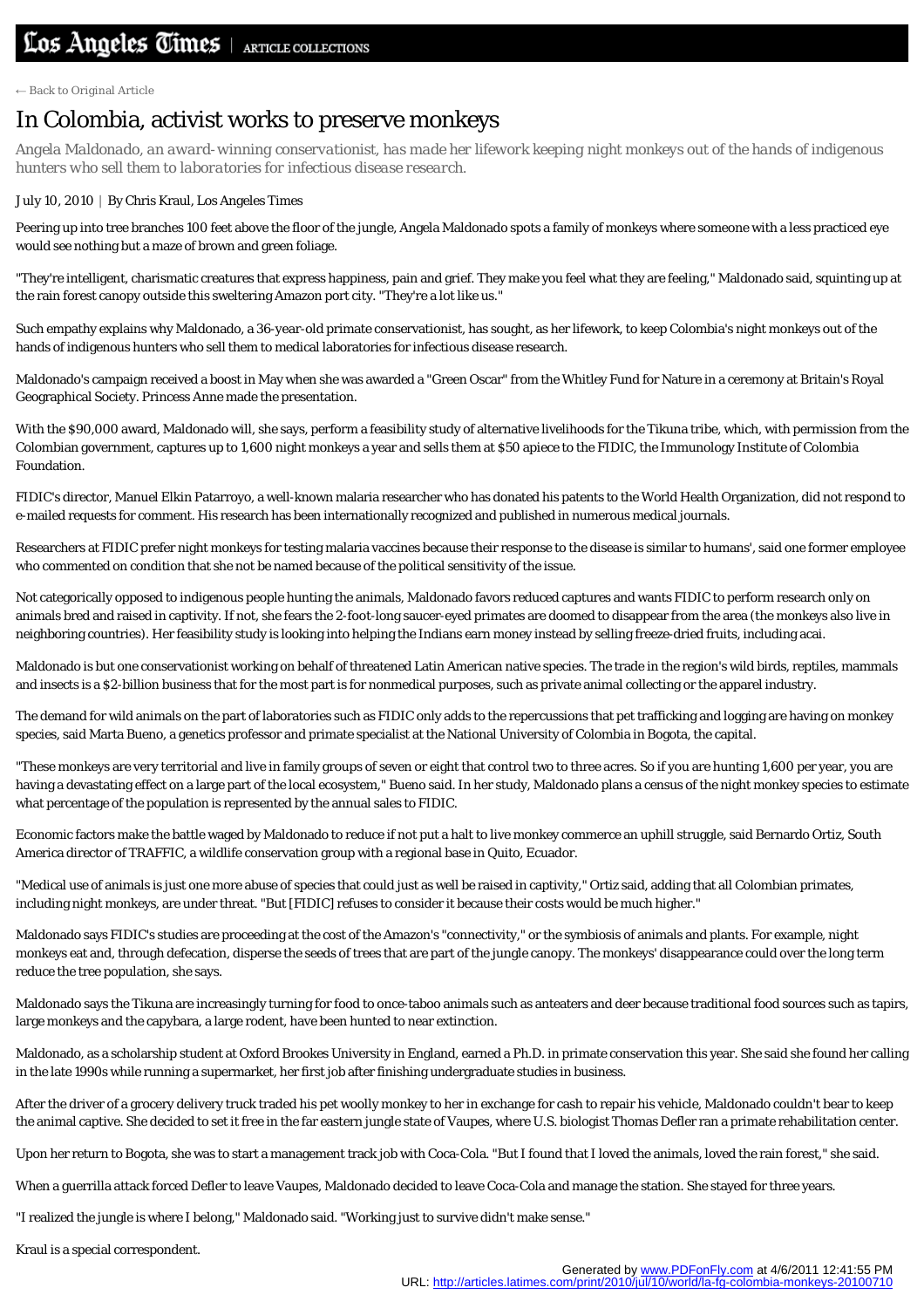# In Colombia, activist works to preserve monkeys

*Angela Maldonado, an award-winning conservationist, has made her lifework keeping night monkeys out of the hands of indigenous hunters who sell them to laboratories for infectious disease research.*

July 10, 2010 | By Chris Kraul, Los Angeles Times

Peering up into tree branches 100 feet above the floor of the jungle, Angela Maldonado spots a family of monkeys where someone with a less practiced eye would see nothing but a maze of brown and green foliage.

"They're intelligent, charismatic creatures that express happiness, pain and grief. They make you feel what they are feeling," Maldonado said, squinting up at the rain forest canopy outside this sweltering Amazon port city. "They're a lot like us."

Such empathy explains why Maldonado, a 36-year-old primate conservationist, has sought, as her lifework, to keep Colombia's night monkeys out of the hands of indigenous hunters who sell them to medical laboratories for infectious disease research.

Maldonado's campaign received a boost in May when she was awarded a "Green Oscar" from the Whitley Fund for Nature in a ceremony at Britain's Royal Geographical Society. Princess Anne made the presentation.

With the $90,000 award, Maldonado will, she says, perform a feasibility study of alternative livelihoods for the Tikuna tribe, which, with permission from the Colombian government, captures up to 1,600 night monkeys a year and sells them at $50 apiece to the FIDIC, the Immunology Institute of Colombia Foundation.

FIDIC's director, Manuel Elkin Patarroyo, a well-known malaria researcher who has donated his patents to the World Health Organization, did not respond to e-mailed requests for comment. His research has been internationally recognized and published in numerous medical journals.

Researchers at FIDIC prefer night monkeys for testing malaria vaccines because their response to the disease is similar to humans', said one former employee who commented on condition that she not be named because of the political sensitivity of the issue.

Not categorically opposed to indigenous people hunting the animals, Maldonado favors reduced captures and wants FIDIC to perform research only on animals bred and raised in captivity. If not, she fears the 2-foot-long saucer-eyed primates are doomed to disappear from the area (the monkeys also live in neighboring countries). Her feasibility study is looking into helping the Indians earn money instead by selling freeze-dried fruits, including acai.

Maldonado is but one conservationist working on behalf of threatened Latin American native species. The trade in the region's wild birds, reptiles, mammals and insects is a $2-billion business that for the most part is for nonmedical purposes, such as private animal collecting or the apparel industry.

The demand for wild animals on the part of laboratories such as FIDIC only adds to the repercussions that pet trafficking and logging are having on monkey species, said Marta Bueno, a genetics professor and primate specialist at the National University of Colombia in Bogota, the capital.

"These monkeys are very territorial and live in family groups of seven or eight that control two to three acres. So if you are hunting 1,600 per year, you are having a devastating effect on a large part of the local ecosystem," Bueno said. In her study, Maldonado plans a census of the night monkey species to estimate what percentage of the population is represented by the annual sales to FIDIC.

Economic factors make the battle waged by Maldonado to reduce if not put a halt to live monkey commerce an uphill struggle, said Bernardo Ortiz, South America director of TRAFFIC, a wildlife conservation group with a regional base in Quito, Ecuador.

"Medical use of animals is just one more abuse of species that could just as well be raised in captivity," Ortiz said, adding that all Colombian primates, including night monkeys, are under threat. "But [FIDIC] refuses to consider it because their costs would be much higher."

Maldonado says FIDIC's studies are proceeding at the cost of the Amazon's "connectivity," or the symbiosis of animals and plants. For example, night monkeys eat and, through defecation, disperse the seeds of trees that are part of the jungle canopy. The monkeys' disappearance could over the long term reduce the tree population, she says.

Maldonado says the Tikuna are increasingly turning for food to once-taboo animals such as anteaters and deer because traditional food sources such as tapirs, large monkeys and the capybara, a large rodent, have been hunted to near extinction.

Maldonado, as a scholarship student at Oxford Brookes University in England, earned a Ph.D. in primate conservation this year. She said she found her calling in the late 1990s while running a supermarket, her first job after finishing undergraduate studies in business.

After the driver of a grocery delivery truck traded his pet woolly monkey to her in exchange for cash to repair his vehicle, Maldonado couldn't bear to keep the animal captive. She decided to set it free in the far eastern jungle state of Vaupes, where U.S. biologist Thomas Defler ran a primate rehabilitation center.

Upon her return to Bogota, she was to start a management track job with Coca-Cola. "But I found that I loved the animals, loved the rain forest," she said.

When a guerrilla attack forced Defler to leave Vaupes, Maldonado decided to leave Coca-Cola and manage the station. She stayed for three years.

"I realized the jungle is where I belong," Maldonado said. "Working just to survive didn't make sense."

Kraul is a special correspondent.